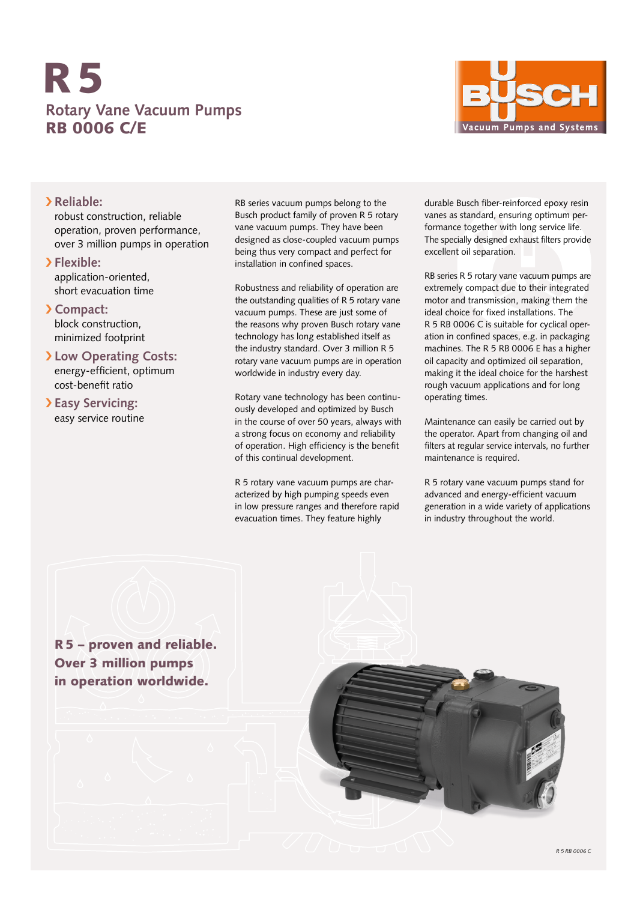# R 5

## Rotary Vane Vacuum Pumps

## RB 0006 C/E

BUSCH
Vacuum Pumps and Systems

**› Reliable:**
robust construction, reliable operation, proven performance, over 3 million pumps in operation

**› Flexible:**
application-oriented, short evacuation time

**› Compact:**
block construction, minimized footprint

**› Low Operating Costs:**
energy-efficient, optimum cost-benefit ratio

**› Easy Servicing:**
easy service routine

RB series vacuum pumps belong to the Busch product family of proven R 5 rotary vane vacuum pumps. They have been designed as close-coupled vacuum pumps being thus very compact and perfect for installation in confined spaces.

Robustness and reliability of operation are the outstanding qualities of R 5 rotary vane vacuum pumps. These are just some of the reasons why proven Busch rotary vane technology has long established itself as the industry standard. Over 3 million R 5 rotary vane vacuum pumps are in operation worldwide in industry every day.

Rotary vane technology has been continuously developed and optimized by Busch in the course of over 50 years, always with a strong focus on economy and reliability of operation. High efficiency is the benefit of this continual development.

R 5 rotary vane vacuum pumps are characterized by high pumping speeds even in low pressure ranges and therefore rapid evacuation times. They feature highly durable Busch fiber-reinforced epoxy resin vanes as standard, ensuring optimum performance together with long service life. The specially designed exhaust filters provide excellent oil separation.

RB series R 5 rotary vane vacuum pumps are extremely compact due to their integrated motor and transmission, making them the ideal choice for fixed installations. The R 5 RB 0006 C is suitable for cyclical operation in confined spaces, e.g. in packaging machines. The R 5 RB 0006 E has a higher oil capacity and optimized oil separation, making it the ideal choice for the harshest rough vacuum applications and for long operating times.

Maintenance can easily be carried out by the operator. Apart from changing oil and filters at regular service intervals, no further maintenance is required.

R 5 rotary vane vacuum pumps stand for advanced and energy-efficient vacuum generation in a wide variety of applications in industry throughout the world.

**R 5 – proven and reliable. Over 3 million pumps in operation worldwide.**

*R 5 RB 0006 C*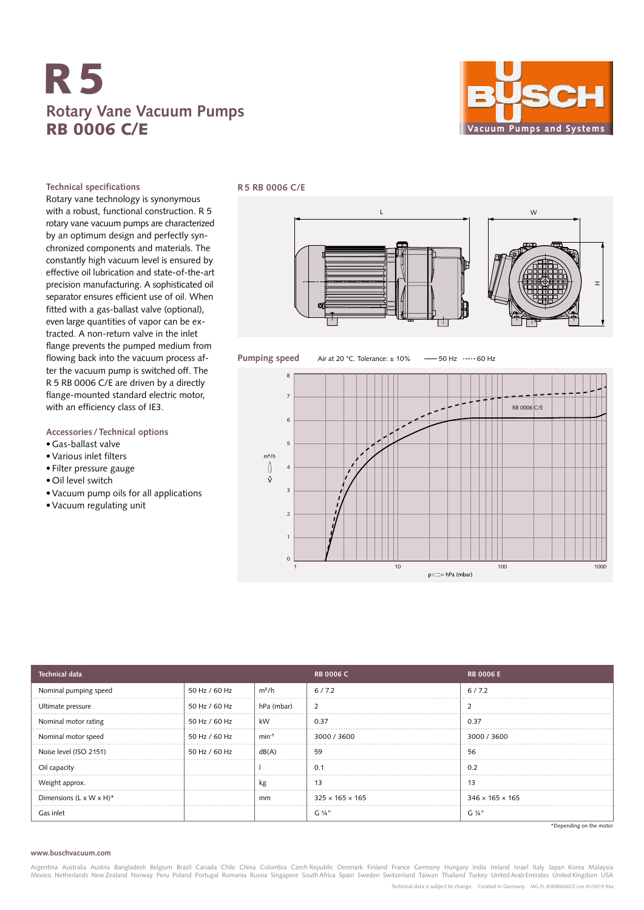# R 5

## Rotary Vane Vacuum Pumps
## RB 0006 C/E

Vacuum Pumps and Systems

### Technical specifications

Rotary vane technology is synonymous with a robust, functional construction. R 5 rotary vane vacuum pumps are characterized by an optimum design and perfectly synchronized components and materials. The constantly high vacuum level is ensured by effective oil lubrication and state-of-the-art precision manufacturing. A sophisticated oil separator ensures efficient use of oil. When fitted with a gas-ballast valve (optional), even large quantities of vapor can be extracted. A non-return valve in the inlet flange prevents the pumped medium from flowing back into the vacuum process after the vacuum pump is switched off. The R 5 RB 0006 C/E are driven by a directly flange-mounted standard electric motor, with an efficiency class of IE3.

### Accessories / Technical options

- Gas-ballast valve
- Various inlet filters
- Filter pressure gauge
- Oil level switch
- Vacuum pump oils for all applications
- Vacuum regulating unit

### R 5 RB 0006 C/E

L

W

H

### Pumping speed

Air at 20 °C. Tolerance: ± 10%

— 50 Hz ----- 60 Hz

RB 0006 C/E

m³/h

V̇

0 1 2 3 4 5 6 7 8

1 10 100 1000

p ⟹ hPa (mbar)

| Technical data | | | RB 0006 C | RB 0006 E |
|---|---|---|---|---|
| Nominal pumping speed | 50 Hz / 60 Hz | m³/h | 6 / 7.2 | 6 / 7.2 |
| Ultimate pressure | 50 Hz / 60 Hz | hPa (mbar) | 2 | 2 |
| Nominal motor rating | 50 Hz / 60 Hz | kW | 0.37 | 0.37 |
| Nominal motor speed | 50 Hz / 60 Hz | min⁻¹ | 3000 / 3600 | 3000 / 3600 |
| Noise level (ISO 2151) | 50 Hz / 60 Hz | dB(A) | 59 | 56 |
| Oil capacity | | l | 0.1 | 0.2 |
| Weight approx. | | kg | 13 | 13 |
| Dimensions (L x W x H)* | | mm | 325 × 165 × 165 | 346 × 165 × 165 |
| Gas inlet | | | G ¼" | G ¼" |

*Depending on the motor

www.buschvacuum.com

Argentina Australia Austria Bangladesh Belgium Brazil Canada Chile China Colombia Czech Republic Denmark Finland France Germany Hungary India Ireland Israel Italy Japan Korea Malaysia Mexico Netherlands New Zealand Norway Peru Poland Portugal Romania Russia Singapore South Africa Spain Sweden Switzerland Taiwan Thailand Turkey United Arab Emirates United Kingdom USA

Technical data is subject to change. Created in Germany. MG PL R5RB0006CE Len 01/2019 9Aa